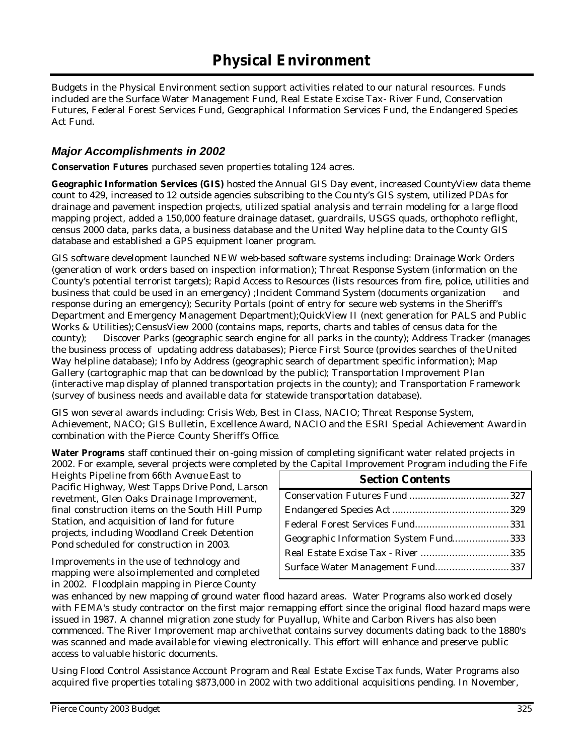# Physical Environment

Budgets in the Physical Environment section support activities related to our natural resources. Funds included are the Surface Water Management Fund, Real Estate Excise Tax- River Fund, Conservation Futures, Federal Forest Services Fund, Geographical Information Services Fund, the Endangered Species Act Fund.

## *Major Accomplishments in 2002*

**Conservation Futures** purchased seven properties totaling 124 acres.

**Geographic Information Services (GIS)** hosted the Annual GIS Day event, increased CountyView data theme count to 429, increased to 12 outside agencies subscribing to the County's GIS system, utilized PDAs for drainage and pavement inspection projects, utilized spatial analysis and terrain modeling for a large flood mapping project, added a 150,000 feature drainage dataset, guardrails, USGS quads, orthophoto re-flight, census 2000 data, parks data, a business database and the United Way helpline data to the County GIS database and established a GPS equipment loaner program.

GIS software development launched NEW web-based software systems including: Drainage Work Orders (generation of work orders based on inspection information); Threat Response System (information on the County's potential terrorist targets); Rapid Access to Resources (lists resources from fire, police, utilities and business that could be used in an emergency) ;Incident Command System (documents organization and response during an emergency); Security Portals (point of entry for secure web systems in the Sheriff's Department and Emergency Management Department);QuickView II (next generation for PALS and Public Works & Utilities);CensusView 2000 (contains maps, reports, charts and tables of census data for the county); Discover Parks (geographic search engine for all parks in the county); Address Tracker (manages the business process of updating address databases); Pierce First Source (provides searches of the United Way helpline database); Info by Address (geographic search of department specific information); Map Gallery (cartographic map that can be download by the public); Transportation Improvement Plan (interactive map display of planned transportation projects in the county); and Transportation Framework (survey of business needs and available data for statewide transportation database).

GIS won several awards including: Crisis Web, Best in Class, NACIO; Threat Response System, Achievement, NACO; GIS Bulletin, Excellence Award, NACIO and the ESRI Special Achievement Award in combination with the Pierce County Sheriff's Office.

**Water Programs** staff continued their on-going mission of completing significant water related projects in 2002. For example, several projects were completed by the Capital Improvement Program including the Fife Heights Pipeline from 66th Avenue East to Pacific Highway, West Tapps Drive Pond, Larson revetment, Glen Oaks Drainage Improvement, final construction items on the South Hill Pump Station, and acquisition of land for future projects, including Woodland Creek Detention Pond scheduled for construction in 2003.

Improvements in the use of technology and mapping were also implemented and completed in 2002. Floodplain mapping in Pierce County was enhanced by new mapping of ground water flood hazard areas. Water Programs also worked closely with FEMA's study contractor on the first major re-mapping effort since the original flood hazard maps were issued in 1987. A channel migration zone study for Puyallup, White and Carbon Rivers has also been commenced. The River Improvement map archive that contains survey documents dating back to the 1880's was scanned and made available for viewing electronically. This effort will enhance and preserve public access to valuable historic documents.

Using Flood Control Assistance Account Program and Real Estate Excise Tax funds, Water Programs also acquired five properties totaling $873,000 in 2002 with two additional acquisitions pending. In November,

| Section Contents | |
|---|---|
| Conservation Futures Fund | 327 |
| Endangered Species Act | 329 |
| Federal Forest Services Fund | 331 |
| Geographic Information System Fund | 333 |
| Real Estate Excise Tax - River | 335 |
| Surface Water Management Fund | 337 |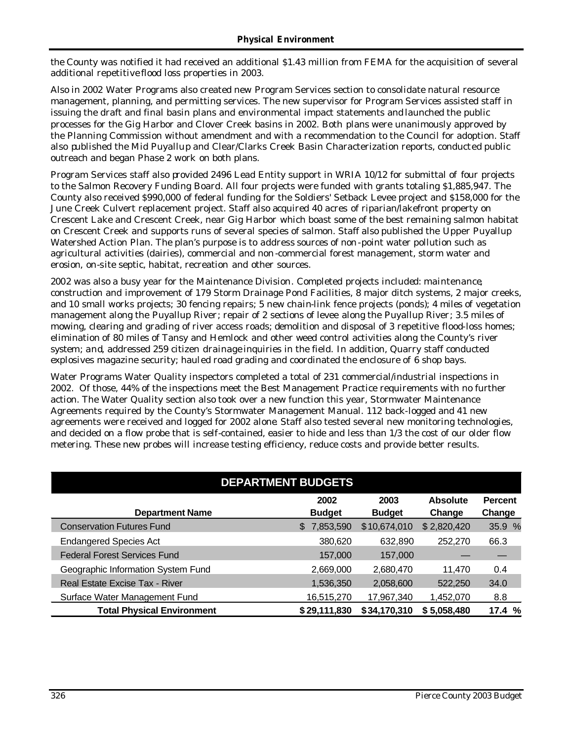the County was notified it had received an additional $1.43 million from FEMA for the acquisition of several additional repetitive flood loss properties in 2003.

Also in 2002 Water Programs also created new Program Services section to consolidate natural resource management, planning, and permitting services. The new supervisor for Program Services assisted staff in issuing the draft and final basin plans and environmental impact statements and launched the public processes for the Gig Harbor and Clover Creek basins in 2002. Both plans were unanimously approved by the Planning Commission without amendment and with a recommendation to the Council for adoption. Staff also published the Mid Puyallup and Clear/Clarks Creek Basin Characterization reports, conducted public outreach and began Phase 2 work on both plans.

Program Services staff also provided 2496 Lead Entity support in WRIA 10/12 for submittal of four projects to the Salmon Recovery Funding Board. All four projects were funded with grants totaling $1,885,947. The County also received $990,000 of federal funding for the Soldiers' Setback Levee project and $158,000 for the June Creek Culvert replacement project. Staff also acquired 40 acres of riparian/lakefront property on Crescent Lake and Crescent Creek, near Gig Harbor which boast some of the best remaining salmon habitat on Crescent Creek and supports runs of several species of salmon. Staff also published the Upper Puyallup Watershed Action Plan. The plan's purpose is to address sources of non-point water pollution such as agricultural activities (dairies), commercial and non-commercial forest management, storm water and erosion, on-site septic, habitat, recreation and other sources.

2002 was also a busy year for the Maintenance Division. Completed projects included: maintenance, construction and improvement of 179 Storm Drainage Pond Facilities, 8 major ditch systems, 2 major creeks, and 10 small works projects; 30 fencing repairs; 5 new chain-link fence projects (ponds); 4 miles of vegetation management along the Puyallup River; repair of 2 sections of levee along the Puyallup River; 3.5 miles of mowing, clearing and grading of river access roads; demolition and disposal of 3 repetitive flood-loss homes; elimination of 80 miles of Tansy and Hemlock and other weed control activities along the County's river system; and, addressed 259 citizen drainage inquiries in the field. In addition, Quarry staff conducted explosives magazine security; hauled road grading and coordinated the enclosure of 6 shop bays.

Water Programs Water Quality inspectors completed a total of 231 commercial/industrial inspections in 2002. Of those, 44% of the inspections meet the Best Management Practice requirements with no further action. The Water Quality section also took over a new function this year, Stormwater Maintenance Agreements required by the County's Stormwater Management Manual. 112 back-logged and 41 new agreements were received and logged for 2002 alone. Staff also tested several new monitoring technologies, and decided on a flow probe that is self-contained, easier to hide and less than 1/3 the cost of our older flow metering. These new probes will increase testing efficiency, reduce costs and provide better results.

## DEPARTMENT BUDGETS

| Department Name | 2002 Budget | 2003 Budget | Absolute Change | Percent Change |
|---|---|---|---|---|
| Conservation Futures Fund | $ 7,853,590 | $10,674,010 | $ 2,820,420 | 35.9 % |
| Endangered Species Act | 380,620 | 632,890 | 252,270 | 66.3 |
| Federal Forest Services Fund | 157,000 | 157,000 | — | — |
| Geographic Information System Fund | 2,669,000 | 2,680,470 | 11,470 | 0.4 |
| Real Estate Excise Tax - River | 1,536,350 | 2,058,600 | 522,250 | 34.0 |
| Surface Water Management Fund | 16,515,270 | 17,967,340 | 1,452,070 | 8.8 |
| **Total Physical Environment** | **$ 29,111,830** | **$ 34,170,310** | **$ 5,058,480** | **17.4 %** |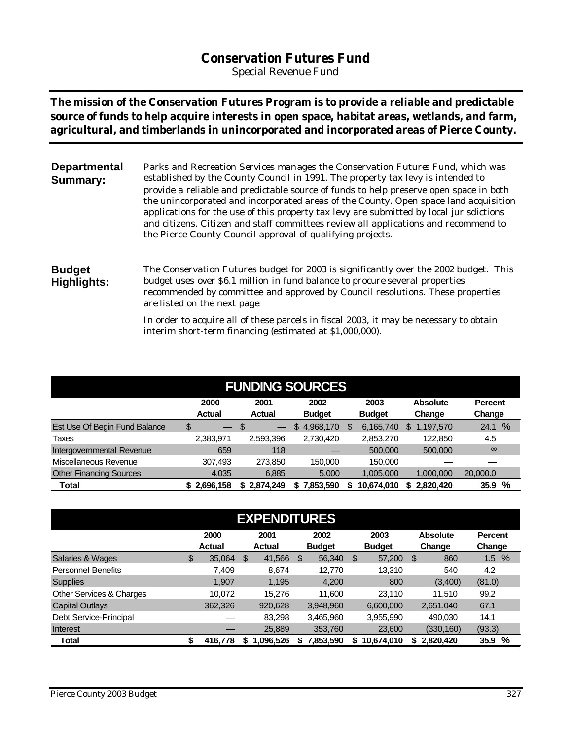# Conservation Futures Fund

Special Revenue Fund

**The mission of the Conservation Futures Program is to provide a reliable and predictable source of funds to help acquire interests in open space, habitat areas, wetlands, and farm, agricultural, and timberlands in unincorporated and incorporated areas of Pierce County.**

**Departmental Summary:**

Parks and Recreation Services manages the Conservation Futures Fund, which was established by the County Council in 1991. The property tax levy is intended to provide a reliable and predictable source of funds to help preserve open space in both the unincorporated and incorporated areas of the County. Open space land acquisition applications for the use of this property tax levy are submitted by local jurisdictions and citizens. Citizen and staff committees review all applications and recommend to the Pierce County Council approval of qualifying projects.

**Budget Highlights:**

The Conservation Futures budget for 2003 is significantly over the 2002 budget. This budget uses over $6.1 million in fund balance to procure several properties recommended by committee and approved by Council resolutions. These properties are listed on the next page.

In order to acquire all of these parcels in fiscal 2003, it may be necessary to obtain interim short-term financing (estimated at $1,000,000).

## FUNDING SOURCES

| | 2000 Actual | 2001 Actual | 2002 Budget | 2003 Budget | Absolute Change | Percent Change |
|---|---|---|---|---|---|---|
| Est Use Of Begin Fund Balance | $ — | $ — | $ 4,968,170 | $ 6,165,740 | $ 1,197,570 | 24.1 % |
| Taxes | 2,383,971 | 2,593,396 | 2,730,420 | 2,853,270 | 122,850 | 4.5 |
| Intergovernmental Revenue | 659 | 118 | — | 500,000 | 500,000 | ∞ |
| Miscellaneous Revenue | 307,493 | 273,850 | 150,000 | 150,000 | — | — |
| Other Financing Sources | 4,035 | 6,885 | 5,000 | 1,005,000 | 1,000,000 | 20,000.0 |
| **Total** | **$ 2,696,158** | **$ 2,874,249** | **$ 7,853,590** | **$ 10,674,010** | **$ 2,820,420** | **35.9 %** |

## EXPENDITURES

| | 2000 Actual | 2001 Actual | 2002 Budget | 2003 Budget | Absolute Change | Percent Change |
|---|---|---|---|---|---|---|
| Salaries & Wages | $ 35,064 | $ 41,566 | $ 56,340 | $ 57,200 | $ 860 | 1.5 % |
| Personnel Benefits | 7,409 | 8,674 | 12,770 | 13,310 | 540 | 4.2 |
| Supplies | 1,907 | 1,195 | 4,200 | 800 | (3,400) | (81.0) |
| Other Services & Charges | 10,072 | 15,276 | 11,600 | 23,110 | 11,510 | 99.2 |
| Capital Outlays | 362,326 | 920,628 | 3,948,960 | 6,600,000 | 2,651,040 | 67.1 |
| Debt Service-Principal | — | 83,298 | 3,465,960 | 3,955,990 | 490,030 | 14.1 |
| Interest | — | 25,889 | 353,760 | 23,600 | (330,160) | (93.3) |
| **Total** | **$ 416,778** | **$ 1,096,526** | **$ 7,853,590** | **$ 10,674,010** | **$ 2,820,420** | **35.9 %** |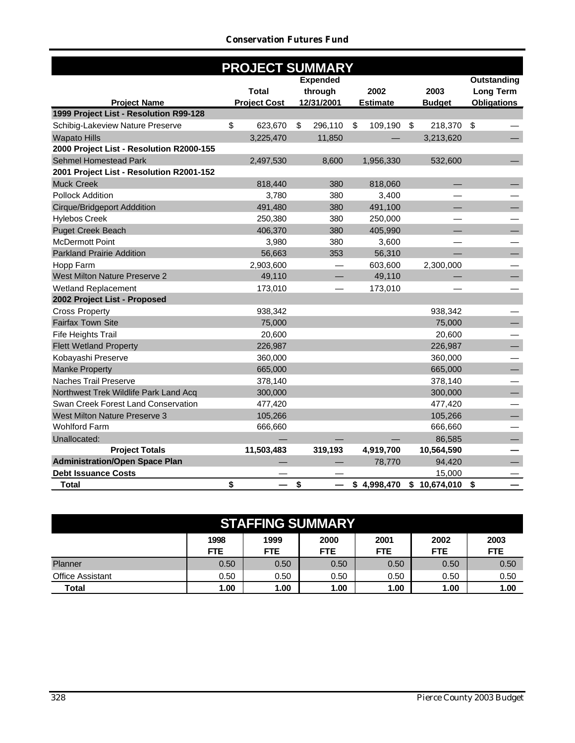## Conservation Futures Fund

### PROJECT SUMMARY

| Project Name | Total Project Cost | Expended through 12/31/2001 | 2002 Estimate | 2003 Budget | Outstanding Long Term Obligations |
|---|---|---|---|---|---|
| **1999 Project List - Resolution R99-128** | | | | | |
| Schibig-Lakeview Nature Preserve | $ 623,670 | $ 296,110 | $ 109,190 | $ 218,370 | $ — |
| Wapato Hills | 3,225,470 | 11,850 | — | 3,213,620 | — |
| **2000 Project List - Resolution R2000-155** | | | | | |
| Sehmel Homestead Park | 2,497,530 | 8,600 | 1,956,330 | 532,600 | — |
| **2001 Project List - Resolution R2001-152** | | | | | |
| Muck Creek | 818,440 | 380 | 818,060 | — | — |
| Pollock Addition | 3,780 | 380 | 3,400 | — | — |
| Cirque/Bridgeport Adddition | 491,480 | 380 | 491,100 | — | — |
| Hylebos Creek | 250,380 | 380 | 250,000 | — | — |
| Puget Creek Beach | 406,370 | 380 | 405,990 | — | — |
| McDermott Point | 3,980 | 380 | 3,600 | — | — |
| Parkland Prairie Addition | 56,663 | 353 | 56,310 | — | — |
| Hopp Farm | 2,903,600 | — | 603,600 | 2,300,000 | — |
| West Milton Nature Preserve 2 | 49,110 | — | 49,110 | — | — |
| Wetland Replacement | 173,010 | — | 173,010 | — | — |
| **2002 Project List - Proposed** | | | | | |
| Cross Property | 938,342 | | | 938,342 | — |
| Fairfax Town Site | 75,000 | | | 75,000 | — |
| Fife Heights Trail | 20,600 | | | 20,600 | — |
| Flett Wetland Property | 226,987 | | | 226,987 | — |
| Kobayashi Preserve | 360,000 | | | 360,000 | — |
| Manke Property | 665,000 | | | 665,000 | — |
| Naches Trail Preserve | 378,140 | | | 378,140 | — |
| Northwest Trek Wildlife Park Land Acq | 300,000 | | | 300,000 | — |
| Swan Creek Forest Land Conservation | 477,420 | | | 477,420 | — |
| West Milton Nature Preserve 3 | 105,266 | | | 105,266 | — |
| Wohlford Farm | 666,660 | | | 666,660 | — |
| Unallocated: | — | — | — | 86,585 | — |
| **Project Totals** | **11,503,483** | **319,193** | **4,919,700** | **10,564,590** | **—** |
| **Administration/Open Space Plan** | — | — | 78,770 | 94,420 | — |
| **Debt Issuance Costs** | — | — | — | 15,000 | — |
| **Total** | **$ —** | **$ —** | **$ 4,998,470** | **$ 10,674,010** | **$ —** |

### STAFFING SUMMARY

| | 1998 FTE | 1999 FTE | 2000 FTE | 2001 FTE | 2002 FTE | 2003 FTE |
|---|---|---|---|---|---|---|
| Planner | 0.50 | 0.50 | 0.50 | 0.50 | 0.50 | 0.50 |
| Office Assistant | 0.50 | 0.50 | 0.50 | 0.50 | 0.50 | 0.50 |
| **Total** | **1.00** | **1.00** | **1.00** | **1.00** | **1.00** | **1.00** |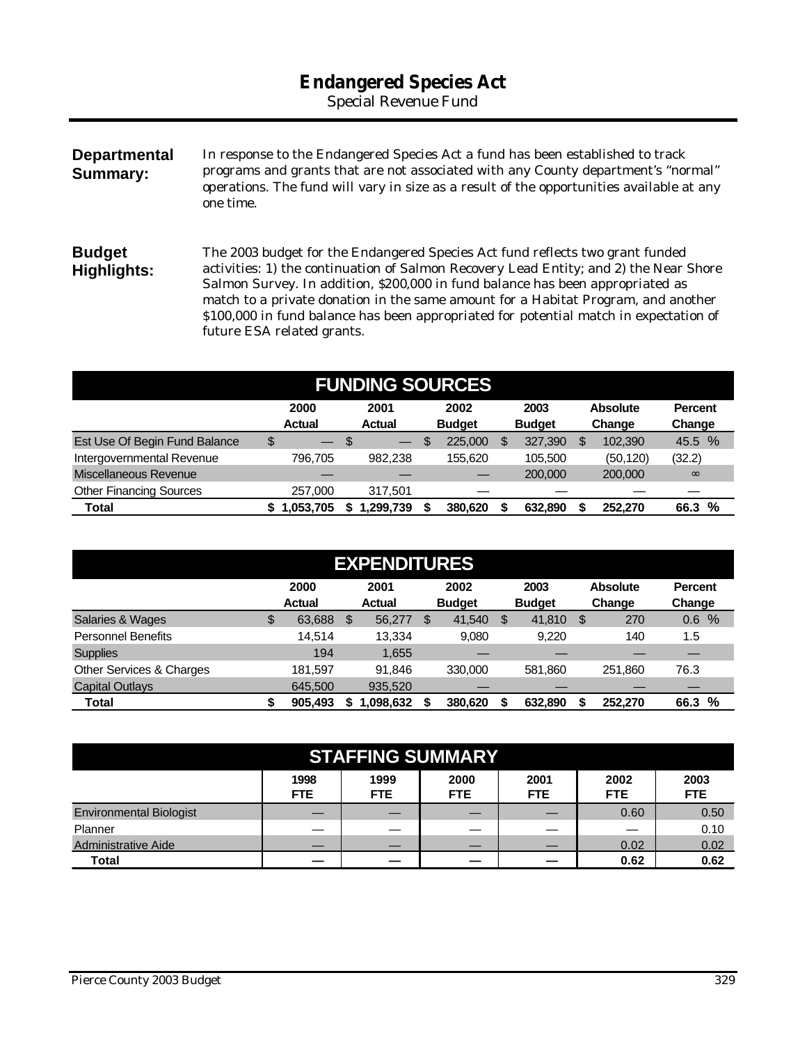# Endangered Species Act

Special Revenue Fund

**Departmental Summary:**

In response to the Endangered Species Act a fund has been established to track programs and grants that are not associated with any County department's "normal" operations. The fund will vary in size as a result of the opportunities available at any one time.

**Budget Highlights:**

The 2003 budget for the Endangered Species Act fund reflects two grant funded activities: 1) the continuation of Salmon Recovery Lead Entity; and 2) the Near Shore Salmon Survey. In addition, $200,000 in fund balance has been appropriated as match to a private donation in the same amount for a Habitat Program, and another $100,000 in fund balance has been appropriated for potential match in expectation of future ESA related grants.

## FUNDING SOURCES

| | 2000 Actual | 2001 Actual | 2002 Budget | 2003 Budget | Absolute Change | Percent Change |
|---|---|---|---|---|---|---|
| Est Use Of Begin Fund Balance | $ — | $ — | $ 225,000 | $ 327,390 | $ 102,390 | 45.5 % |
| Intergovernmental Revenue | 796,705 | 982,238 | 155,620 | 105,500 | (50,120) | (32.2) |
| Miscellaneous Revenue | — | — | — | 200,000 | 200,000 | ∞ |
| Other Financing Sources | 257,000 | 317,501 | — | — | — | — |
| **Total** | **$ 1,053,705** | **$ 1,299,739** | **$ 380,620** | **$ 632,890** | **$ 252,270** | **66.3 %** |

## EXPENDITURES

| | 2000 Actual | 2001 Actual | 2002 Budget | 2003 Budget | Absolute Change | Percent Change |
|---|---|---|---|---|---|---|
| Salaries & Wages | $ 63,688 | $ 56,277 | $ 41,540 | $ 41,810 | $ 270 | 0.6 % |
| Personnel Benefits | 14,514 | 13,334 | 9,080 | 9,220 | 140 | 1.5 |
| Supplies | 194 | 1,655 | — | — | — | — |
| Other Services & Charges | 181,597 | 91,846 | 330,000 | 581,860 | 251,860 | 76.3 |
| Capital Outlays | 645,500 | 935,520 | — | — | — | — |
| **Total** | **$ 905,493** | **$ 1,098,632** | **$ 380,620** | **$ 632,890** | **$ 252,270** | **66.3 %** |

## STAFFING SUMMARY

| | 1998 FTE | 1999 FTE | 2000 FTE | 2001 FTE | 2002 FTE | 2003 FTE |
|---|---|---|---|---|---|---|
| Environmental Biologist | — | — | — | — | 0.60 | 0.50 |
| Planner | — | — | — | — | — | 0.10 |
| Administrative Aide | — | — | — | — | 0.02 | 0.02 |
| **Total** | **—** | **—** | **—** | **—** | **0.62** | **0.62** |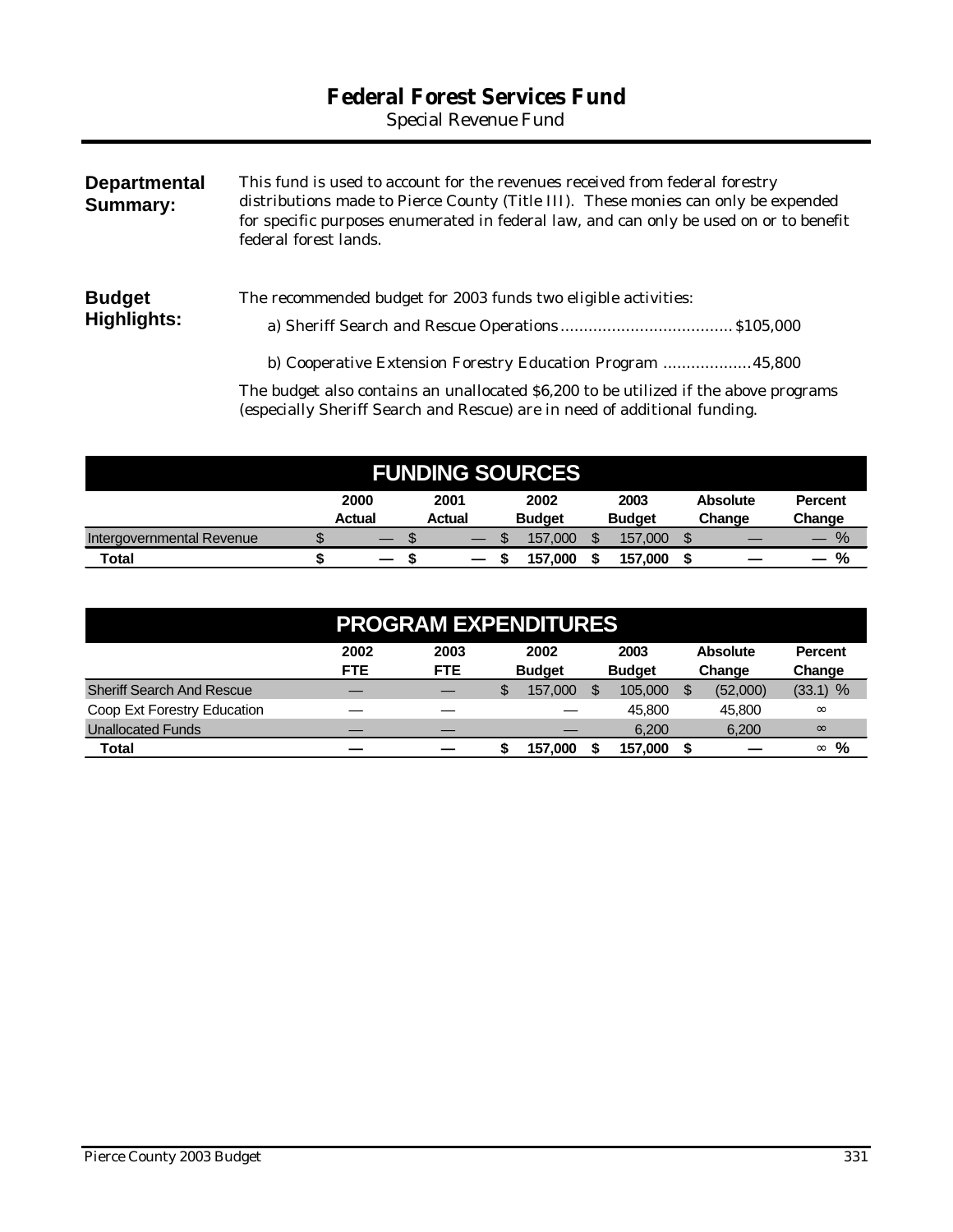# Federal Forest Services Fund

*Special Revenue Fund*

**Departmental Summary:**

This fund is used to account for the revenues received from federal forestry distributions made to Pierce County (Title III). These monies can only be expended for specific purposes enumerated in federal law, and can only be used on or to benefit federal forest lands.

**Budget Highlights:**

The recommended budget for 2003 funds two eligible activities:

a) Sheriff Search and Rescue Operations .................................... $105,000

b) Cooperative Extension Forestry Education Program .................. 45,800

The budget also contains an unallocated $6,200 to be utilized if the above programs (especially Sheriff Search and Rescue) are in need of additional funding.

## FUNDING SOURCES

| | 2000 Actual | 2001 Actual | 2002 Budget | 2003 Budget | Absolute Change | Percent Change |
|---|---|---|---|---|---|---|
| Intergovernmental Revenue | $ — | $ — | $ 157,000 | $ 157,000 | $ — | — % |
| **Total** | **$ —** | **$ —** | **$ 157,000** | **$ 157,000** | **$ —** | **— %** |

## PROGRAM EXPENDITURES

| | 2002 FTE | 2003 FTE | 2002 Budget | 2003 Budget | Absolute Change | Percent Change |
|---|---|---|---|---|---|---|
| Sheriff Search And Rescue | — | — | $ 157,000 | $ 105,000 | $ (52,000) | (33.1) % |
| Coop Ext Forestry Education | — | — | — | 45,800 | 45,800 | ∞ |
| Unallocated Funds | — | — | — | 6,200 | 6,200 | ∞ |
| **Total** | **—** | **—** | **$ 157,000** | **$ 157,000** | **$ —** | **∞ %** |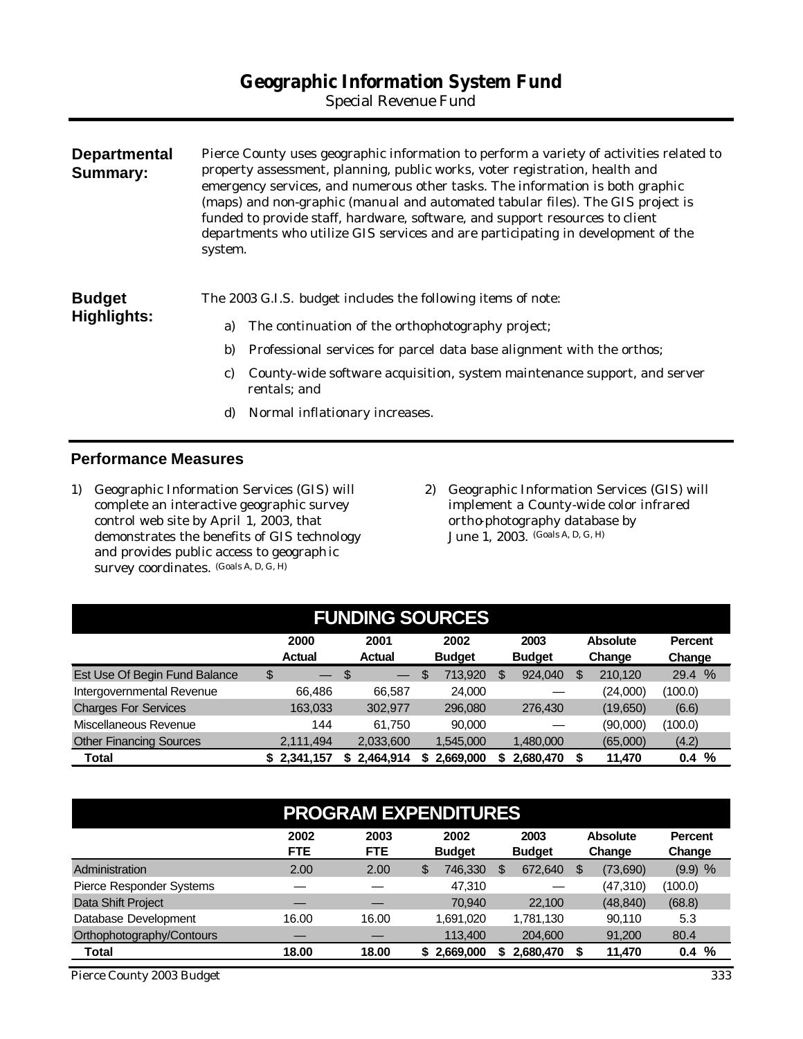# Geographic Information System Fund

Special Revenue Fund

**Departmental Summary:**

Pierce County uses geographic information to perform a variety of activities related to property assessment, planning, public works, voter registration, health and emergency services, and numerous other tasks. The information is both graphic (maps) and non-graphic (manual and automated tabular files). The GIS project is funded to provide staff, hardware, software, and support resources to client departments who utilize GIS services and are participating in development of the system.

**Budget Highlights:**

The 2003 G.I.S. budget includes the following items of note:

a) The continuation of the orthophotography project;

b) Professional services for parcel data base alignment with the orthos;

c) County-wide software acquisition, system maintenance support, and server rentals; and

d) Normal inflationary increases.

## Performance Measures

1) Geographic Information Services (GIS) will complete an interactive geographic survey control web site by April 1, 2003, that demonstrates the benefits of GIS technology and provides public access to geographic survey coordinates. (Goals A, D, G, H)

2) Geographic Information Services (GIS) will implement a County-wide color infrared ortho-photography database by June 1, 2003. (Goals A, D, G, H)

## FUNDING SOURCES

| | 2000 Actual | 2001 Actual | 2002 Budget | 2003 Budget | Absolute Change | Percent Change |
|---|---|---|---|---|---|---|
| Est Use Of Begin Fund Balance | $ — | $ — | $ 713,920 | $ 924,040 | $ 210,120 | 29.4 % |
| Intergovernmental Revenue | 66,486 | 66,587 | 24,000 | — | (24,000) | (100.0) |
| Charges For Services | 163,033 | 302,977 | 296,080 | 276,430 | (19,650) | (6.6) |
| Miscellaneous Revenue | 144 | 61,750 | 90,000 | — | (90,000) | (100.0) |
| Other Financing Sources | 2,111,494 | 2,033,600 | 1,545,000 | 1,480,000 | (65,000) | (4.2) |
| **Total** | **$ 2,341,157** | **$ 2,464,914** | **$ 2,669,000** | **$ 2,680,470** | **$ 11,470** | **0.4 %** |

## PROGRAM EXPENDITURES

| | 2002 FTE | 2003 FTE | 2002 Budget | 2003 Budget | Absolute Change | Percent Change |
|---|---|---|---|---|---|---|
| Administration | 2.00 | 2.00 | $ 746,330 | $ 672,640 | $ (73,690) | (9.9) % |
| Pierce Responder Systems | — | — | 47,310 | — | (47,310) | (100.0) |
| Data Shift Project | — | — | 70,940 | 22,100 | (48,840) | (68.8) |
| Database Development | 16.00 | 16.00 | 1,691,020 | 1,781,130 | 90,110 | 5.3 |
| Orthophotography/Contours | — | — | 113,400 | 204,600 | 91,200 | 80.4 |
| **Total** | **18.00** | **18.00** | **$ 2,669,000** | **$ 2,680,470** | **$ 11,470** | **0.4 %** |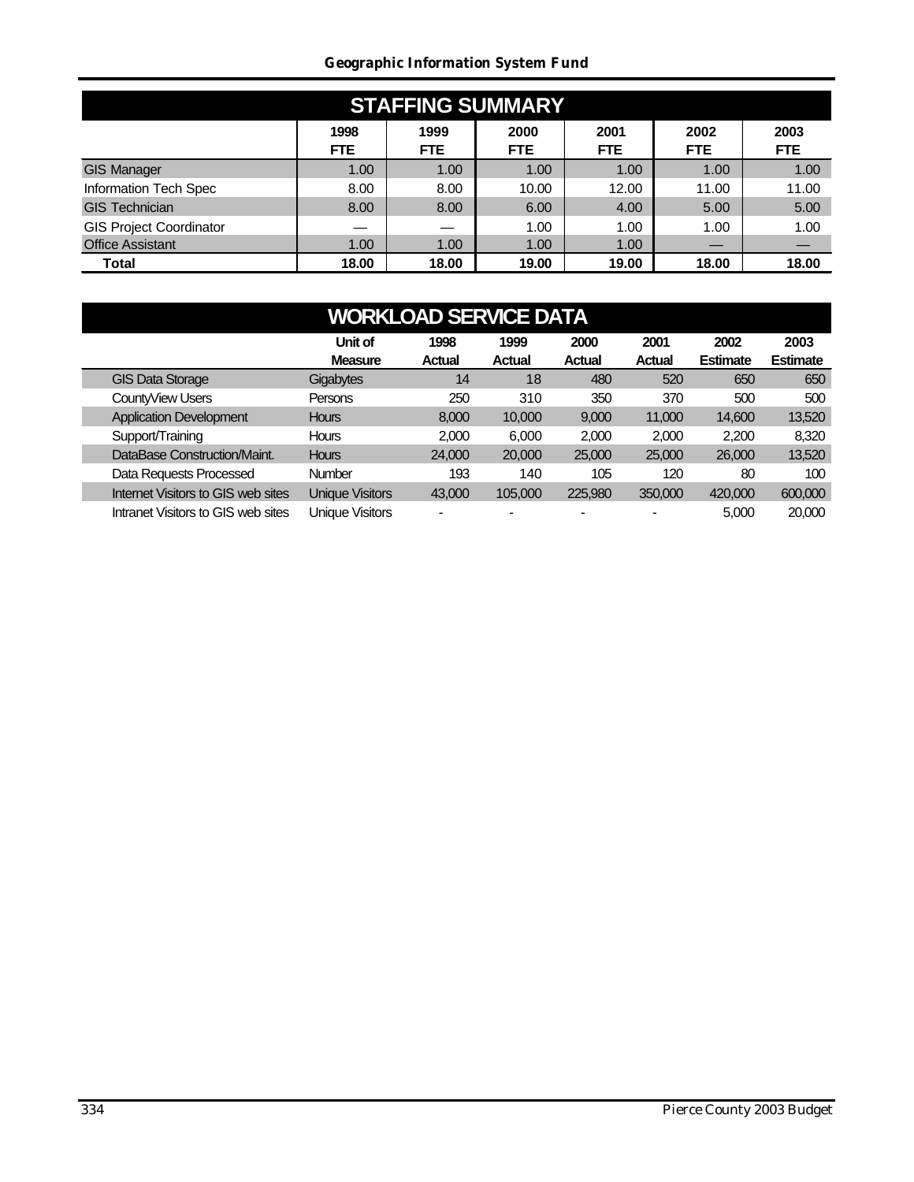## STAFFING SUMMARY

| | 1998 FTE | 1999 FTE | 2000 FTE | 2001 FTE | 2002 FTE | 2003 FTE |
|---|---|---|---|---|---|---|
| GIS Manager | 1.00 | 1.00 | 1.00 | 1.00 | 1.00 | 1.00 |
| Information Tech Spec | 8.00 | 8.00 | 10.00 | 12.00 | 11.00 | 11.00 |
| GIS Technician | 8.00 | 8.00 | 6.00 | 4.00 | 5.00 | 5.00 |
| GIS Project Coordinator | — | — | 1.00 | 1.00 | 1.00 | 1.00 |
| Office Assistant | 1.00 | 1.00 | 1.00 | 1.00 | — | — |
| **Total** | **18.00** | **18.00** | **19.00** | **19.00** | **18.00** | **18.00** |

## WORKLOAD SERVICE DATA

| | Unit of Measure | 1998 Actual | 1999 Actual | 2000 Actual | 2001 Actual | 2002 Estimate | 2003 Estimate |
|---|---|---|---|---|---|---|---|
| GIS Data Storage | Gigabytes | 14 | 18 | 480 | 520 | 650 | 650 |
| CountyView Users | Persons | 250 | 310 | 350 | 370 | 500 | 500 |
| Application Development | Hours | 8,000 | 10,000 | 9,000 | 11,000 | 14,600 | 13,520 |
| Support/Training | Hours | 2,000 | 6,000 | 2,000 | 2,000 | 2,200 | 8,320 |
| DataBase Construction/Maint. | Hours | 24,000 | 20,000 | 25,000 | 25,000 | 26,000 | 13,520 |
| Data Requests Processed | Number | 193 | 140 | 105 | 120 | 80 | 100 |
| Internet Visitors to GIS web sites | Unique Visitors | 43,000 | 105,000 | 225,980 | 350,000 | 420,000 | 600,000 |
| Intranet Visitors to GIS web sites | Unique Visitors | - | - | - | - | 5,000 | 20,000 |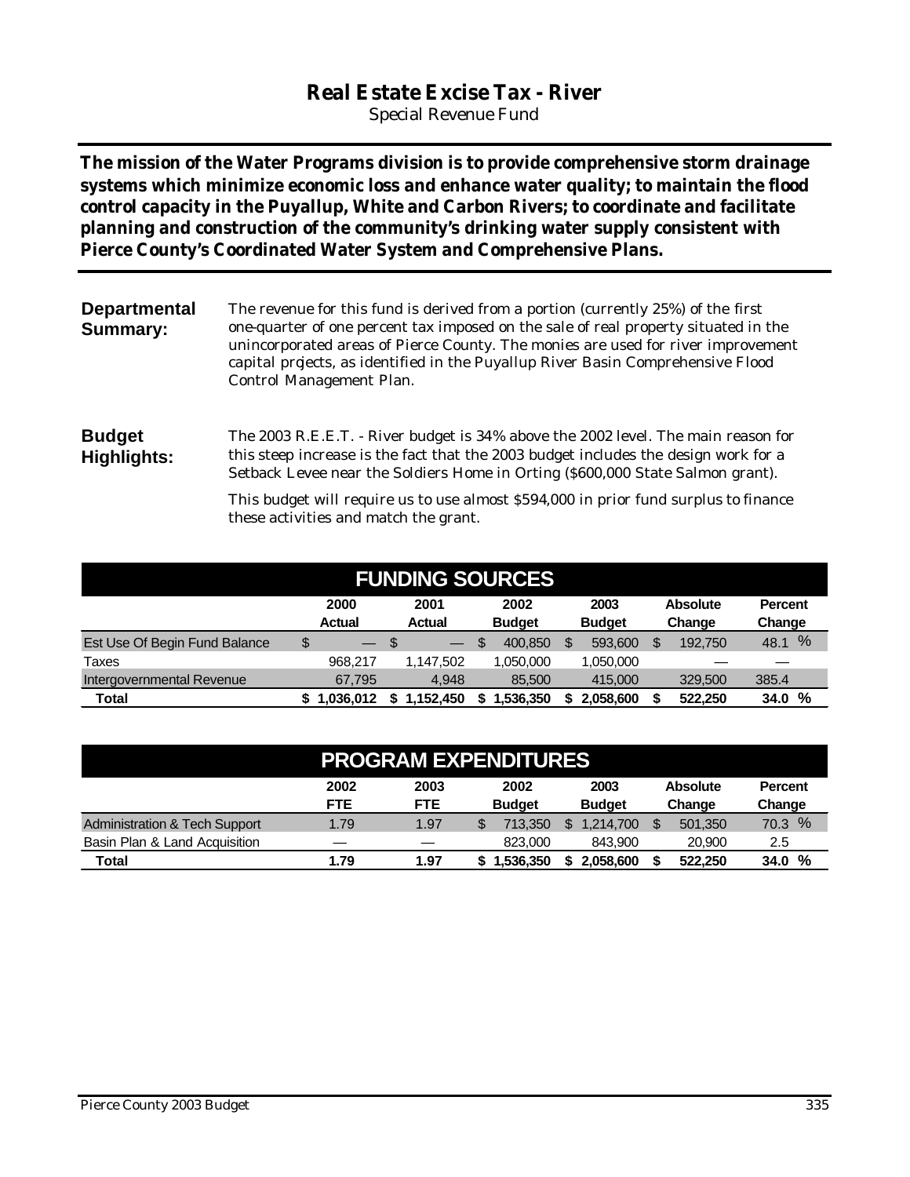# Real Estate Excise Tax - River

Special Revenue Fund

**The mission of the Water Programs division is to provide comprehensive storm drainage systems which minimize economic loss and enhance water quality; to maintain the flood control capacity in the Puyallup, White and Carbon Rivers; to coordinate and facilitate planning and construction of the community's drinking water supply consistent with Pierce County's Coordinated Water System and Comprehensive Plans.**

**Departmental Summary:**

The revenue for this fund is derived from a portion (currently 25%) of the first one-quarter of one percent tax imposed on the sale of real property situated in the unincorporated areas of Pierce County. The monies are used for river improvement capital projects, as identified in the Puyallup River Basin Comprehensive Flood Control Management Plan.

**Budget Highlights:**

The 2003 R.E.E.T. - River budget is 34% above the 2002 level. The main reason for this steep increase is the fact that the 2003 budget includes the design work for a Setback Levee near the Soldiers Home in Orting ($600,000 State Salmon grant).

This budget will require us to use almost $594,000 in prior fund surplus to finance these activities and match the grant.

## FUNDING SOURCES

| | 2000 Actual | 2001 Actual | 2002 Budget | 2003 Budget | Absolute Change | Percent Change |
|---|---|---|---|---|---|---|
| Est Use Of Begin Fund Balance | $ — | $ — | $ 400,850 | $ 593,600 | $ 192,750 | 48.1 % |
| Taxes | 968,217 | 1,147,502 | 1,050,000 | 1,050,000 | — | — |
| Intergovernmental Revenue | 67,795 | 4,948 | 85,500 | 415,000 | 329,500 | 385.4 |
| **Total** | **$ 1,036,012** | **$ 1,152,450** | **$ 1,536,350** | **$ 2,058,600** | **$ 522,250** | **34.0 %** |

## PROGRAM EXPENDITURES

| | 2002 FTE | 2003 FTE | 2002 Budget | 2003 Budget | Absolute Change | Percent Change |
|---|---|---|---|---|---|---|
| Administration & Tech Support | 1.79 | 1.97 | $ 713,350 | $ 1,214,700 | $ 501,350 | 70.3 % |
| Basin Plan & Land Acquisition | — | — | 823,000 | 843,900 | 20,900 | 2.5 |
| **Total** | **1.79** | **1.97** | **$ 1,536,350** | **$ 2,058,600** | **$ 522,250** | **34.0 %** |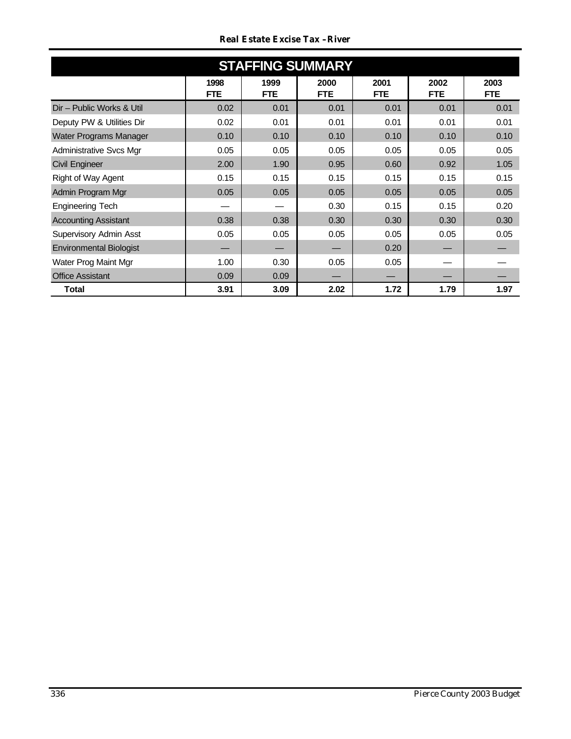## STAFFING SUMMARY

| | 1998 FTE | 1999 FTE | 2000 FTE | 2001 FTE | 2002 FTE | 2003 FTE |
|---|---|---|---|---|---|---|
| Dir – Public Works & Util | 0.02 | 0.01 | 0.01 | 0.01 | 0.01 | 0.01 |
| Deputy PW & Utilities Dir | 0.02 | 0.01 | 0.01 | 0.01 | 0.01 | 0.01 |
| Water Programs Manager | 0.10 | 0.10 | 0.10 | 0.10 | 0.10 | 0.10 |
| Administrative Svcs Mgr | 0.05 | 0.05 | 0.05 | 0.05 | 0.05 | 0.05 |
| Civil Engineer | 2.00 | 1.90 | 0.95 | 0.60 | 0.92 | 1.05 |
| Right of Way Agent | 0.15 | 0.15 | 0.15 | 0.15 | 0.15 | 0.15 |
| Admin Program Mgr | 0.05 | 0.05 | 0.05 | 0.05 | 0.05 | 0.05 |
| Engineering Tech | — | — | 0.30 | 0.15 | 0.15 | 0.20 |
| Accounting Assistant | 0.38 | 0.38 | 0.30 | 0.30 | 0.30 | 0.30 |
| Supervisory Admin Asst | 0.05 | 0.05 | 0.05 | 0.05 | 0.05 | 0.05 |
| Environmental Biologist | — | — | — | 0.20 | — | — |
| Water Prog Maint Mgr | 1.00 | 0.30 | 0.05 | 0.05 | — | — |
| Office Assistant | 0.09 | 0.09 | — | — | — | — |
| **Total** | **3.91** | **3.09** | **2.02** | **1.72** | **1.79** | **1.97** |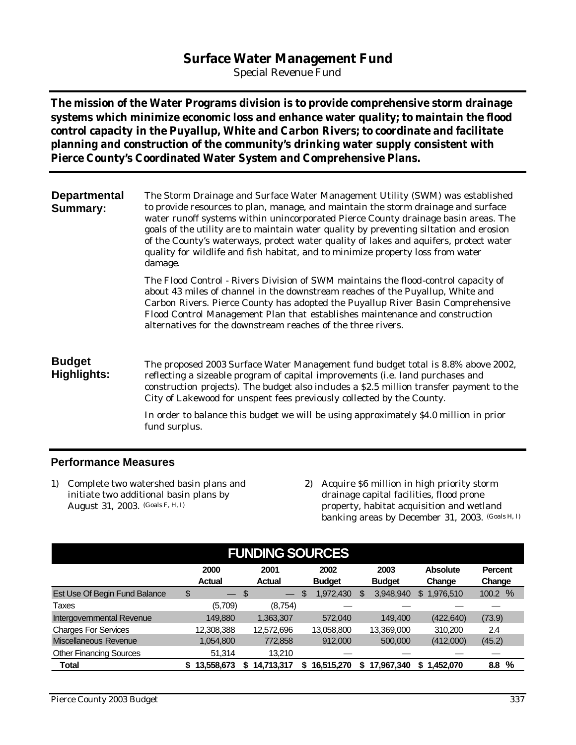# Surface Water Management Fund

Special Revenue Fund

**The mission of the Water Programs division is to provide comprehensive storm drainage systems which minimize economic loss and enhance water quality; to maintain the flood control capacity in the Puyallup, White and Carbon Rivers; to coordinate and facilitate planning and construction of the community's drinking water supply consistent with Pierce County's Coordinated Water System and Comprehensive Plans.**

## Departmental Summary:

The Storm Drainage and Surface Water Management Utility (SWM) was established to provide resources to plan, manage, and maintain the storm drainage and surface water runoff systems within unincorporated Pierce County drainage basin areas. The goals of the utility are to maintain water quality by preventing siltation and erosion of the County's waterways, protect water quality of lakes and aquifers, protect water quality for wildlife and fish habitat, and to minimize property loss from water damage.

The Flood Control - Rivers Division of SWM maintains the flood-control capacity of about 43 miles of channel in the downstream reaches of the Puyallup, White and Carbon Rivers. Pierce County has adopted the Puyallup River Basin Comprehensive Flood Control Management Plan that establishes maintenance and construction alternatives for the downstream reaches of the three rivers.

## Budget Highlights:

The proposed 2003 Surface Water Management fund budget total is 8.8% above 2002, reflecting a sizeable program of capital improvements (i.e. land purchases and construction projects). The budget also includes a $2.5 million transfer payment to the City of Lakewood for unspent fees previously collected by the County.

In order to balance this budget we will be using approximately $4.0 million in prior fund surplus.

## Performance Measures

1) Complete two watershed basin plans and initiate two additional basin plans by August 31, 2003. (Goals F, H, I)

2) Acquire $6 million in high priority storm drainage capital facilities, flood prone property, habitat acquisition and wetland banking areas by December 31, 2003. (Goals H, I)

## FUNDING SOURCES

| | 2000 Actual | 2001 Actual | 2002 Budget | 2003 Budget | Absolute Change | Percent Change |
|---|---|---|---|---|---|---|
| Est Use Of Begin Fund Balance | $ — | $ — | $ 1,972,430 | $ 3,948,940 | $ 1,976,510 | 100.2 % |
| Taxes | (5,709) | (8,754) | — | — | — | — |
| Intergovernmental Revenue | 149,880 | 1,363,307 | 572,040 | 149,400 | (422,640) | (73.9) |
| Charges For Services | 12,308,388 | 12,572,696 | 13,058,800 | 13,369,000 | 310,200 | 2.4 |
| Miscellaneous Revenue | 1,054,800 | 772,858 | 912,000 | 500,000 | (412,000) | (45.2) |
| Other Financing Sources | 51,314 | 13,210 | — | — | — | — |
| **Total** | **$ 13,558,673** | **$ 14,713,317** | **$ 16,515,270** | **$ 17,967,340** | **$ 1,452,070** | **8.8 %** |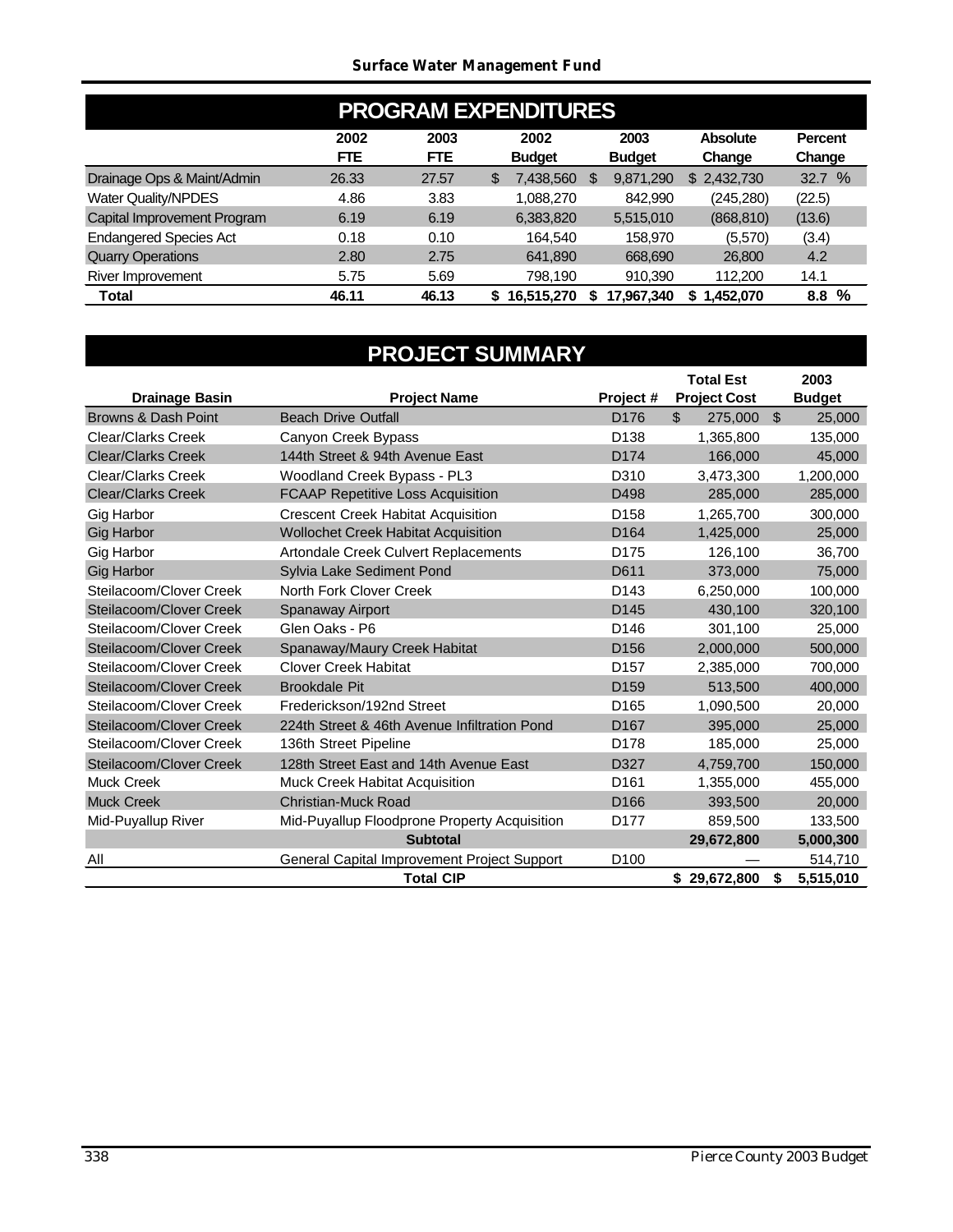## Surface Water Management Fund

## PROGRAM EXPENDITURES

| | 2002 FTE | 2003 FTE | 2002 Budget | 2003 Budget | Absolute Change | Percent Change |
|---|---|---|---|---|---|---|
| Drainage Ops & Maint/Admin | 26.33 | 27.57 | $ 7,438,560 | $ 9,871,290 | $ 2,432,730 | 32.7 % |
| Water Quality/NPDES | 4.86 | 3.83 | 1,088,270 | 842,990 | (245,280) | (22.5) |
| Capital Improvement Program | 6.19 | 6.19 | 6,383,820 | 5,515,010 | (868,810) | (13.6) |
| Endangered Species Act | 0.18 | 0.10 | 164,540 | 158,970 | (5,570) | (3.4) |
| Quarry Operations | 2.80 | 2.75 | 641,890 | 668,690 | 26,800 | 4.2 |
| River Improvement | 5.75 | 5.69 | 798,190 | 910,390 | 112,200 | 14.1 |
| **Total** | **46.11** | **46.13** | **$ 16,515,270** | **$ 17,967,340** | **$ 1,452,070** | **8.8 %** |

## PROJECT SUMMARY

| Drainage Basin | Project Name | Project # | Total Est Project Cost | 2003 Budget |
|---|---|---|---|---|
| Browns & Dash Point | Beach Drive Outfall | D176 | $ 275,000 | $ 25,000 |
| Clear/Clarks Creek | Canyon Creek Bypass | D138 | 1,365,800 | 135,000 |
| Clear/Clarks Creek | 144th Street & 94th Avenue East | D174 | 166,000 | 45,000 |
| Clear/Clarks Creek | Woodland Creek Bypass - PL3 | D310 | 3,473,300 | 1,200,000 |
| Clear/Clarks Creek | FCAAP Repetitive Loss Acquisition | D498 | 285,000 | 285,000 |
| Gig Harbor | Crescent Creek Habitat Acquisition | D158 | 1,265,700 | 300,000 |
| Gig Harbor | Wollochet Creek Habitat Acquisition | D164 | 1,425,000 | 25,000 |
| Gig Harbor | Artondale Creek Culvert Replacements | D175 | 126,100 | 36,700 |
| Gig Harbor | Sylvia Lake Sediment Pond | D611 | 373,000 | 75,000 |
| Steilacoom/Clover Creek | North Fork Clover Creek | D143 | 6,250,000 | 100,000 |
| Steilacoom/Clover Creek | Spanaway Airport | D145 | 430,100 | 320,100 |
| Steilacoom/Clover Creek | Glen Oaks - P6 | D146 | 301,100 | 25,000 |
| Steilacoom/Clover Creek | Spanaway/Maury Creek Habitat | D156 | 2,000,000 | 500,000 |
| Steilacoom/Clover Creek | Clover Creek Habitat | D157 | 2,385,000 | 700,000 |
| Steilacoom/Clover Creek | Brookdale Pit | D159 | 513,500 | 400,000 |
| Steilacoom/Clover Creek | Frederickson/192nd Street | D165 | 1,090,500 | 20,000 |
| Steilacoom/Clover Creek | 224th Street & 46th Avenue Infiltration Pond | D167 | 395,000 | 25,000 |
| Steilacoom/Clover Creek | 136th Street Pipeline | D178 | 185,000 | 25,000 |
| Steilacoom/Clover Creek | 128th Street East and 14th Avenue East | D327 | 4,759,700 | 150,000 |
| Muck Creek | Muck Creek Habitat Acquisition | D161 | 1,355,000 | 455,000 |
| Muck Creek | Christian-Muck Road | D166 | 393,500 | 20,000 |
| Mid-Puyallup River | Mid-Puyallup Floodprone Property Acquisition | D177 | 859,500 | 133,500 |
| | **Subtotal** | | **29,672,800** | **5,000,300** |
| All | General Capital Improvement Project Support | D100 | — | 514,710 |
| | **Total CIP** | | **$ 29,672,800** | **$ 5,515,010** |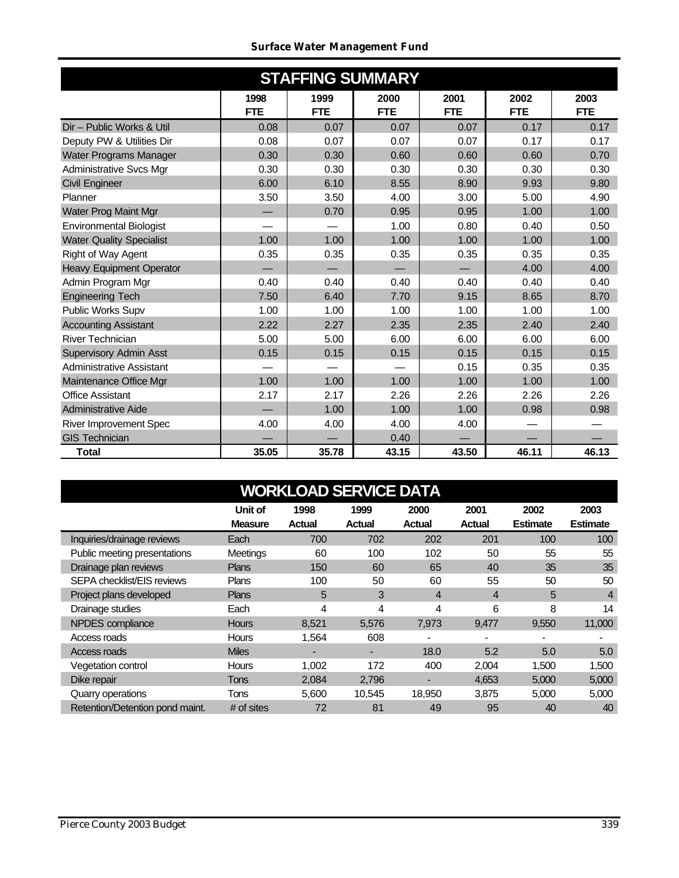## Surface Water Management Fund

### STAFFING SUMMARY

| | 1998 FTE | 1999 FTE | 2000 FTE | 2001 FTE | 2002 FTE | 2003 FTE |
|---|---|---|---|---|---|---|
| Dir – Public Works & Util | 0.08 | 0.07 | 0.07 | 0.07 | 0.17 | 0.17 |
| Deputy PW & Utilities Dir | 0.08 | 0.07 | 0.07 | 0.07 | 0.17 | 0.17 |
| Water Programs Manager | 0.30 | 0.30 | 0.60 | 0.60 | 0.60 | 0.70 |
| Administrative Svcs Mgr | 0.30 | 0.30 | 0.30 | 0.30 | 0.30 | 0.30 |
| Civil Engineer | 6.00 | 6.10 | 8.55 | 8.90 | 9.93 | 9.80 |
| Planner | 3.50 | 3.50 | 4.00 | 3.00 | 5.00 | 4.90 |
| Water Prog Maint Mgr | — | 0.70 | 0.95 | 0.95 | 1.00 | 1.00 |
| Environmental Biologist | — | — | 1.00 | 0.80 | 0.40 | 0.50 |
| Water Quality Specialist | 1.00 | 1.00 | 1.00 | 1.00 | 1.00 | 1.00 |
| Right of Way Agent | 0.35 | 0.35 | 0.35 | 0.35 | 0.35 | 0.35 |
| Heavy Equipment Operator | — | — | — | — | 4.00 | 4.00 |
| Admin Program Mgr | 0.40 | 0.40 | 0.40 | 0.40 | 0.40 | 0.40 |
| Engineering Tech | 7.50 | 6.40 | 7.70 | 9.15 | 8.65 | 8.70 |
| Public Works Supv | 1.00 | 1.00 | 1.00 | 1.00 | 1.00 | 1.00 |
| Accounting Assistant | 2.22 | 2.27 | 2.35 | 2.35 | 2.40 | 2.40 |
| River Technician | 5.00 | 5.00 | 6.00 | 6.00 | 6.00 | 6.00 |
| Supervisory Admin Asst | 0.15 | 0.15 | 0.15 | 0.15 | 0.15 | 0.15 |
| Administrative Assistant | — | — | — | 0.15 | 0.35 | 0.35 |
| Maintenance Office Mgr | 1.00 | 1.00 | 1.00 | 1.00 | 1.00 | 1.00 |
| Office Assistant | 2.17 | 2.17 | 2.26 | 2.26 | 2.26 | 2.26 |
| Administrative Aide | — | 1.00 | 1.00 | 1.00 | 0.98 | 0.98 |
| River Improvement Spec | 4.00 | 4.00 | 4.00 | 4.00 | — | — |
| GIS Technician | — | — | 0.40 | — | — | — |
| **Total** | **35.05** | **35.78** | **43.15** | **43.50** | **46.11** | **46.13** |

### WORKLOAD SERVICE DATA

| | Unit of Measure | 1998 Actual | 1999 Actual | 2000 Actual | 2001 Actual | 2002 Estimate | 2003 Estimate |
|---|---|---|---|---|---|---|---|
| Inquiries/drainage reviews | Each | 700 | 702 | 202 | 201 | 100 | 100 |
| Public meeting presentations | Meetings | 60 | 100 | 102 | 50 | 55 | 55 |
| Drainage plan reviews | Plans | 150 | 60 | 65 | 40 | 35 | 35 |
| SEPA checklist/EIS reviews | Plans | 100 | 50 | 60 | 55 | 50 | 50 |
| Project plans developed | Plans | 5 | 3 | 4 | 4 | 5 | 4 |
| Drainage studies | Each | 4 | 4 | 4 | 6 | 8 | 14 |
| NPDES compliance | Hours | 8,521 | 5,576 | 7,973 | 9,477 | 9,550 | 11,000 |
| Access roads | Hours | 1,564 | 608 | - | - | - | - |
| Access roads | Miles | - | - | 18.0 | 5.2 | 5.0 | 5.0 |
| Vegetation control | Hours | 1,002 | 172 | 400 | 2,004 | 1,500 | 1,500 |
| Dike repair | Tons | 2,084 | 2,796 | - | 4,653 | 5,000 | 5,000 |
| Quarry operations | Tons | 5,600 | 10,545 | 18,950 | 3,875 | 5,000 | 5,000 |
| Retention/Detention pond maint. | # of sites | 72 | 81 | 49 | 95 | 40 | 40 |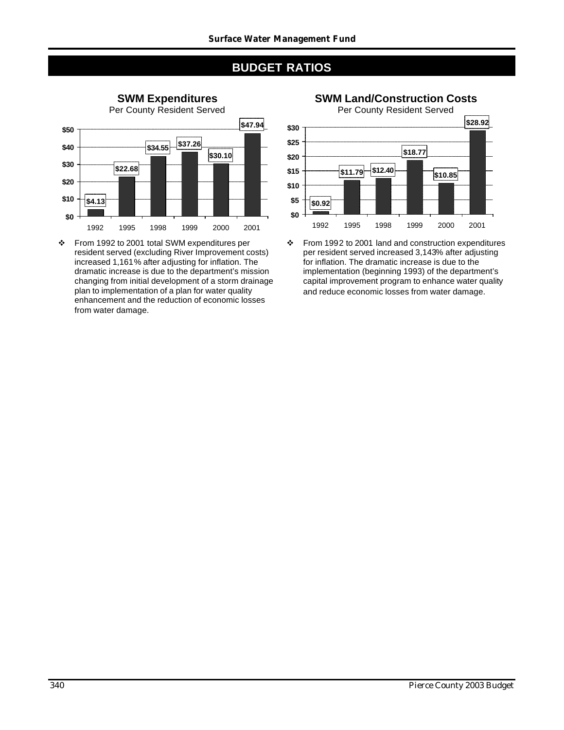## BUDGET RATIOS

**SWM Expenditures**
Per County Resident Served

$50
$40
$30
$20
$10
$0

$4.13
$22.68
$34.55
$37.26
$30.10
$47.94

1992 1995 1998 1999 2000 2001

- From 1992 to 2001 total SWM expenditures per resident served (excluding River Improvement costs) increased 1,161% after adjusting for inflation. The dramatic increase is due to the department's mission changing from initial development of a storm drainage plan to implementation of a plan for water quality enhancement and the reduction of economic losses from water damage.

**SWM Land/Construction Costs**
Per County Resident Served

$30
$25
$20
$15
$10
$5
$0

$0.92
$11.79
$12.40
$18.77
$10.85
$28.92

1992 1995 1998 1999 2000 2001

- From 1992 to 2001 land and construction expenditures per resident served increased 3,143% after adjusting for inflation. The dramatic increase is due to the implementation (beginning 1993) of the department's capital improvement program to enhance water quality and reduce economic losses from water damage.